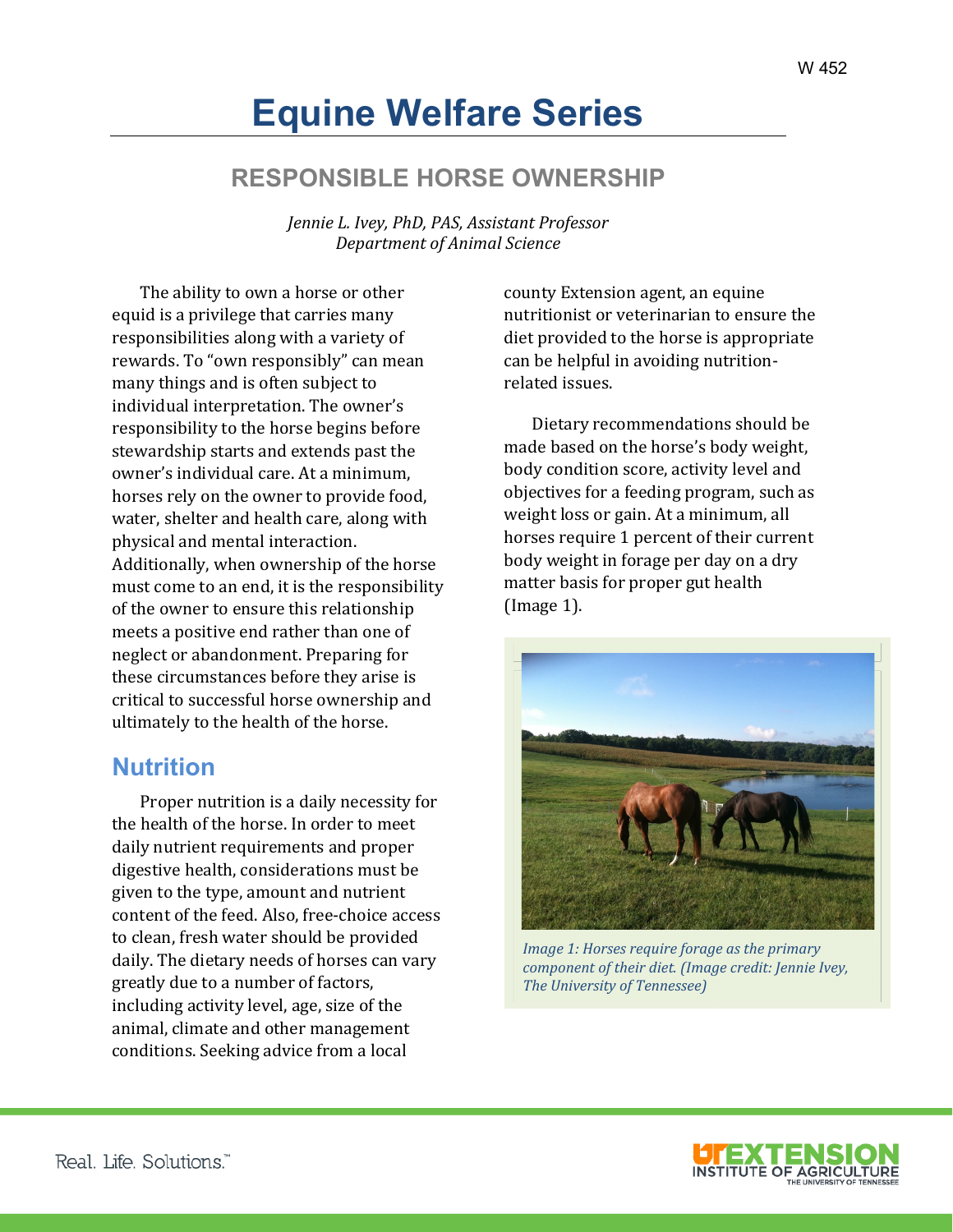W 452

# Equine Welfare Series

## RESPONSIBLE HORSE OWNERSHIP

*Jennie L. Ivey, PhD, PAS, Assistant Professor*
*Department of Animal Science*

The ability to own a horse or other equid is a privilege that carries many responsibilities along with a variety of rewards. To "own responsibly" can mean many things and is often subject to individual interpretation. The owner's responsibility to the horse begins before stewardship starts and extends past the owner's individual care. At a minimum, horses rely on the owner to provide food, water, shelter and health care, along with physical and mental interaction. Additionally, when ownership of the horse must come to an end, it is the responsibility of the owner to ensure this relationship meets a positive end rather than one of neglect or abandonment. Preparing for these circumstances before they arise is critical to successful horse ownership and ultimately to the health of the horse.

## Nutrition

Proper nutrition is a daily necessity for the health of the horse. In order to meet daily nutrient requirements and proper digestive health, considerations must be given to the type, amount and nutrient content of the feed. Also, free-choice access to clean, fresh water should be provided daily. The dietary needs of horses can vary greatly due to a number of factors, including activity level, age, size of the animal, climate and other management conditions. Seeking advice from a local county Extension agent, an equine nutritionist or veterinarian to ensure the diet provided to the horse is appropriate can be helpful in avoiding nutrition-related issues.

Dietary recommendations should be made based on the horse's body weight, body condition score, activity level and objectives for a feeding program, such as weight loss or gain. At a minimum, all horses require 1 percent of their current body weight in forage per day on a dry matter basis for proper gut health (Image 1).

*Image 1: Horses require forage as the primary component of their diet. (Image credit: Jennie Ivey, The University of Tennessee)*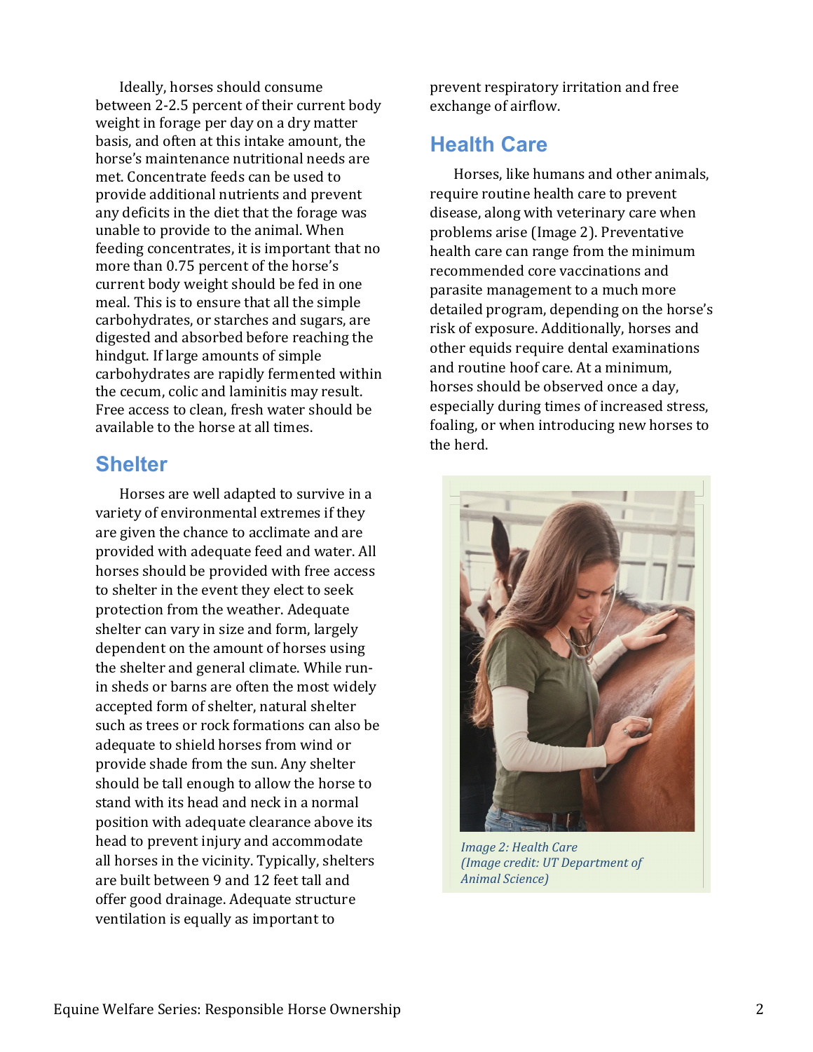Ideally, horses should consume between 2-2.5 percent of their current body weight in forage per day on a dry matter basis, and often at this intake amount, the horse's maintenance nutritional needs are met. Concentrate feeds can be used to provide additional nutrients and prevent any deficits in the diet that the forage was unable to provide to the animal. When feeding concentrates, it is important that no more than 0.75 percent of the horse's current body weight should be fed in one meal. This is to ensure that all the simple carbohydrates, or starches and sugars, are digested and absorbed before reaching the hindgut. If large amounts of simple carbohydrates are rapidly fermented within the cecum, colic and laminitis may result. Free access to clean, fresh water should be available to the horse at all times.

## Shelter

Horses are well adapted to survive in a variety of environmental extremes if they are given the chance to acclimate and are provided with adequate feed and water. All horses should be provided with free access to shelter in the event they elect to seek protection from the weather. Adequate shelter can vary in size and form, largely dependent on the amount of horses using the shelter and general climate. While run-in sheds or barns are often the most widely accepted form of shelter, natural shelter such as trees or rock formations can also be adequate to shield horses from wind or provide shade from the sun. Any shelter should be tall enough to allow the horse to stand with its head and neck in a normal position with adequate clearance above its head to prevent injury and accommodate all horses in the vicinity. Typically, shelters are built between 9 and 12 feet tall and offer good drainage. Adequate structure ventilation is equally as important to prevent respiratory irritation and free exchange of airflow.

## Health Care

Horses, like humans and other animals, require routine health care to prevent disease, along with veterinary care when problems arise (Image 2). Preventative health care can range from the minimum recommended core vaccinations and parasite management to a much more detailed program, depending on the horse's risk of exposure. Additionally, horses and other equids require dental examinations and routine hoof care. At a minimum, horses should be observed once a day, especially during times of increased stress, foaling, or when introducing new horses to the herd.

*Image 2: Health Care (Image credit: UT Department of Animal Science)*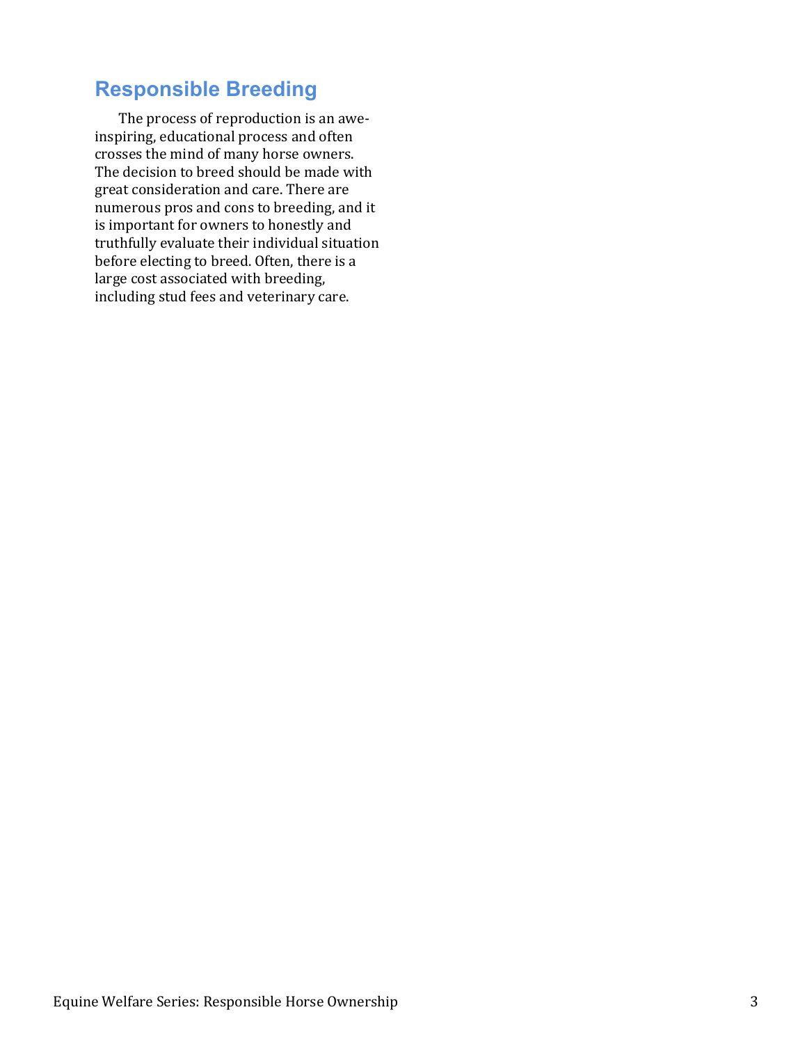## Responsible Breeding

The process of reproduction is an awe-inspiring, educational process and often crosses the mind of many horse owners. The decision to breed should be made with great consideration and care. There are numerous pros and cons to breeding, and it is important for owners to honestly and truthfully evaluate their individual situation before electing to breed. Often, there is a large cost associated with breeding, including stud fees and veterinary care.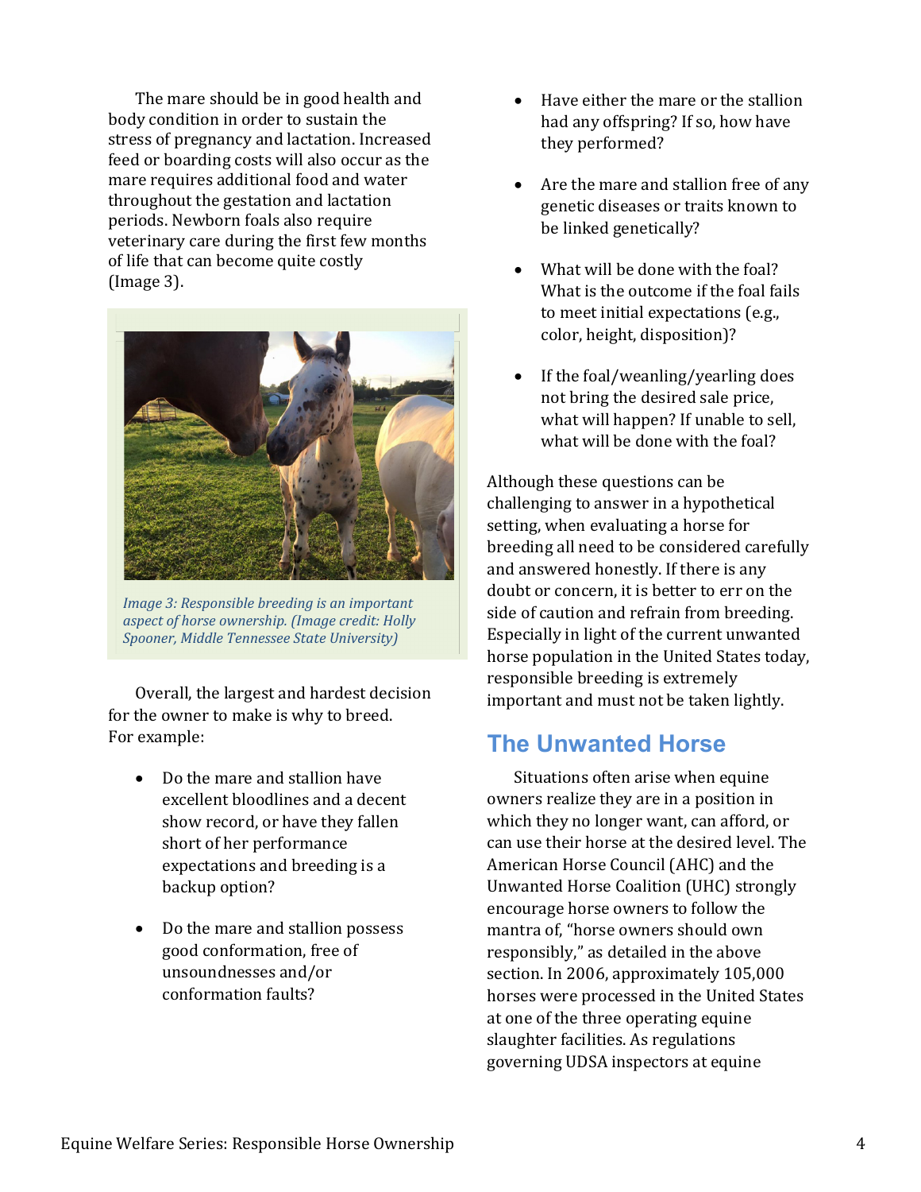The mare should be in good health and body condition in order to sustain the stress of pregnancy and lactation. Increased feed or boarding costs will also occur as the mare requires additional food and water throughout the gestation and lactation periods. Newborn foals also require veterinary care during the first few months of life that can become quite costly (Image 3).

*Image 3: Responsible breeding is an important aspect of horse ownership. (Image credit: Holly Spooner, Middle Tennessee State University)*

Overall, the largest and hardest decision for the owner to make is why to breed. For example:

- Do the mare and stallion have excellent bloodlines and a decent show record, or have they fallen short of her performance expectations and breeding is a backup option?
- Do the mare and stallion possess good conformation, free of unsoundnesses and/or conformation faults?
- Have either the mare or the stallion had any offspring? If so, how have they performed?
- Are the mare and stallion free of any genetic diseases or traits known to be linked genetically?
- What will be done with the foal? What is the outcome if the foal fails to meet initial expectations (e.g., color, height, disposition)?
- If the foal/weanling/yearling does not bring the desired sale price, what will happen? If unable to sell, what will be done with the foal?

Although these questions can be challenging to answer in a hypothetical setting, when evaluating a horse for breeding all need to be considered carefully and answered honestly. If there is any doubt or concern, it is better to err on the side of caution and refrain from breeding. Especially in light of the current unwanted horse population in the United States today, responsible breeding is extremely important and must not be taken lightly.

## The Unwanted Horse

Situations often arise when equine owners realize they are in a position in which they no longer want, can afford, or can use their horse at the desired level. The American Horse Council (AHC) and the Unwanted Horse Coalition (UHC) strongly encourage horse owners to follow the mantra of, "horse owners should own responsibly," as detailed in the above section. In 2006, approximately 105,000 horses were processed in the United States at one of the three operating equine slaughter facilities. As regulations governing UDSA inspectors at equine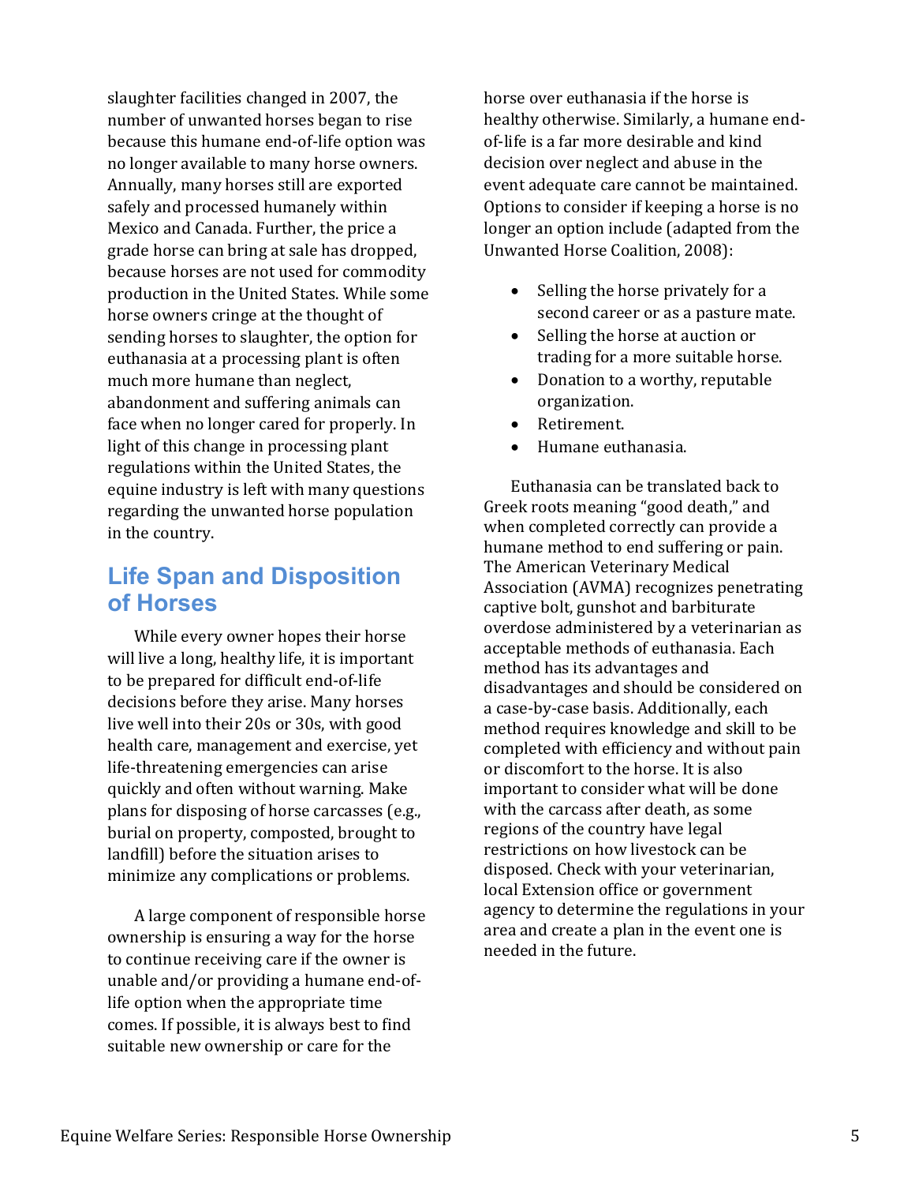slaughter facilities changed in 2007, the number of unwanted horses began to rise because this humane end-of-life option was no longer available to many horse owners. Annually, many horses still are exported safely and processed humanely within Mexico and Canada. Further, the price a grade horse can bring at sale has dropped, because horses are not used for commodity production in the United States. While some horse owners cringe at the thought of sending horses to slaughter, the option for euthanasia at a processing plant is often much more humane than neglect, abandonment and suffering animals can face when no longer cared for properly. In light of this change in processing plant regulations within the United States, the equine industry is left with many questions regarding the unwanted horse population in the country.

## Life Span and Disposition of Horses

While every owner hopes their horse will live a long, healthy life, it is important to be prepared for difficult end-of-life decisions before they arise. Many horses live well into their 20s or 30s, with good health care, management and exercise, yet life-threatening emergencies can arise quickly and often without warning. Make plans for disposing of horse carcasses (e.g., burial on property, composted, brought to landfill) before the situation arises to minimize any complications or problems.

A large component of responsible horse ownership is ensuring a way for the horse to continue receiving care if the owner is unable and/or providing a humane end-of-life option when the appropriate time comes. If possible, it is always best to find suitable new ownership or care for the horse over euthanasia if the horse is healthy otherwise. Similarly, a humane end-of-life is a far more desirable and kind decision over neglect and abuse in the event adequate care cannot be maintained. Options to consider if keeping a horse is no longer an option include (adapted from the Unwanted Horse Coalition, 2008):

- Selling the horse privately for a second career or as a pasture mate.
- Selling the horse at auction or trading for a more suitable horse.
- Donation to a worthy, reputable organization.
- Retirement.
- Humane euthanasia.

Euthanasia can be translated back to Greek roots meaning "good death," and when completed correctly can provide a humane method to end suffering or pain. The American Veterinary Medical Association (AVMA) recognizes penetrating captive bolt, gunshot and barbiturate overdose administered by a veterinarian as acceptable methods of euthanasia. Each method has its advantages and disadvantages and should be considered on a case-by-case basis. Additionally, each method requires knowledge and skill to be completed with efficiency and without pain or discomfort to the horse. It is also important to consider what will be done with the carcass after death, as some regions of the country have legal restrictions on how livestock can be disposed. Check with your veterinarian, local Extension office or government agency to determine the regulations in your area and create a plan in the event one is needed in the future.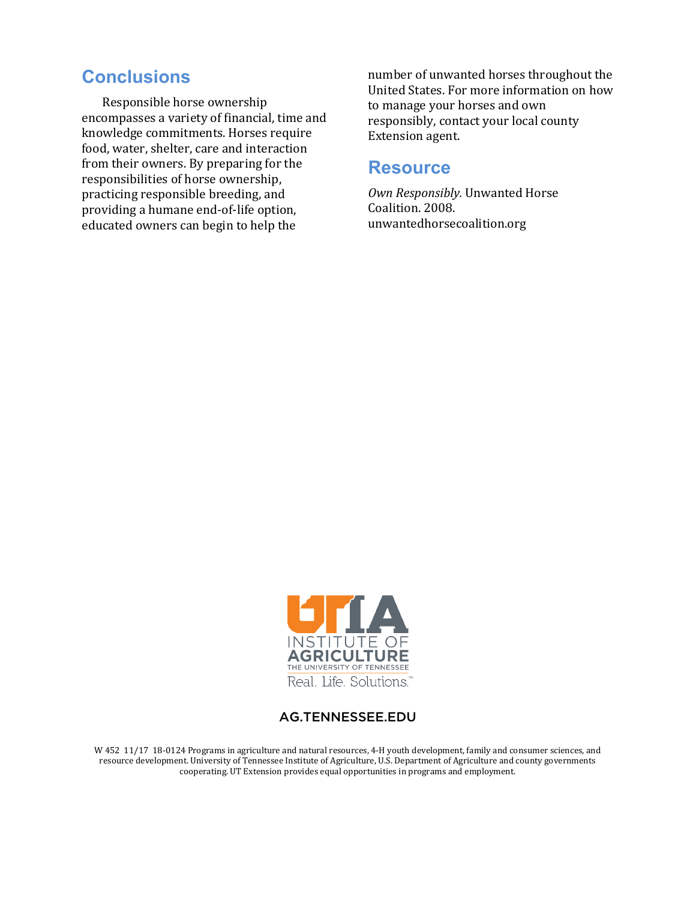## Conclusions

Responsible horse ownership encompasses a variety of financial, time and knowledge commitments. Horses require food, water, shelter, care and interaction from their owners. By preparing for the responsibilities of horse ownership, practicing responsible breeding, and providing a humane end-of-life option, educated owners can begin to help the number of unwanted horses throughout the United States. For more information on how to manage your horses and own responsibly, contact your local county Extension agent.

## Resource

*Own Responsibly.* Unwanted Horse Coalition. 2008. unwantedhorsecoalition.org

UTIA INSTITUTE OF AGRICULTURE THE UNIVERSITY OF TENNESSEE Real. Life. Solutions.™

AG.TENNESSEE.EDU

W 452 11/17 18-0124 Programs in agriculture and natural resources, 4-H youth development, family and consumer sciences, and resource development. University of Tennessee Institute of Agriculture, U.S. Department of Agriculture and county governments cooperating. UT Extension provides equal opportunities in programs and employment.